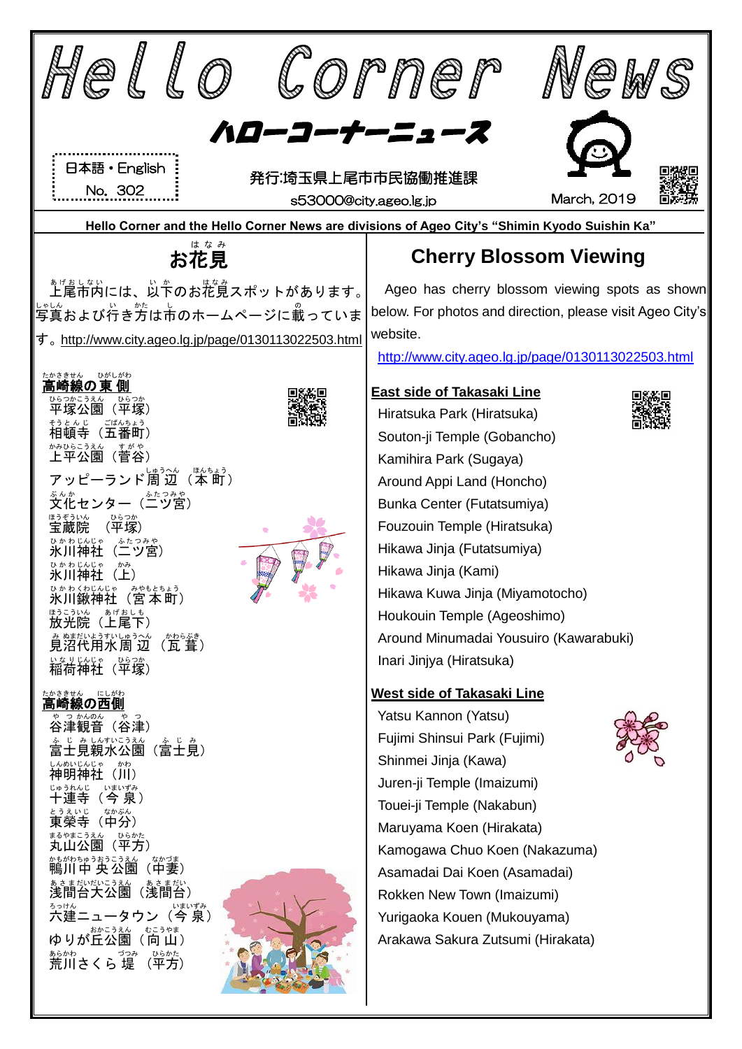# Hello Corner News

## ハローコーナーニュース

日本語・English
No. 302

発行:埼玉県上尾市市民協働推進課
s53000@city.ageo.lg.jp

March, 2019

**Hello Corner and the Hello Corner News are divisions of Ageo City's "Shimin Kyodo Suishin Ka"**

## お花見

上尾市内には、以下のお花見スポットがあります。写真および行き方は市のホームページに載っています。http://www.city.ageo.lg.jp/page/0130113022503.html

**高崎線の東側**

平塚公園（平塚）
相頓寺（五番町）
上平公園（菅谷）
アッピーランド周辺（本町）
文化センター（二ツ宮）
宝蔵院（平塚）
氷川神社（二ツ宮）
氷川神社（上）
氷川鍬神社（宮本町）
放光院（上尾下）
見沼代用水周辺（瓦葺）
稲荷神社（平塚）

**高崎線の西側**

谷津観音（谷津）
富士見親水公園（富士見）
神明神社（川）
十連寺（今泉）
東榮寺（中分）
丸山公園（平方）
鴨川中央公園（中妻）
浅間台大公園（浅間台）
六建ニュータウン（今泉）
ゆりが丘公園（向山）
荒川さくら堤（平方）

## Cherry Blossom Viewing

Ageo has cherry blossom viewing spots as shown below. For photos and direction, please visit Ageo City's website.

http://www.city.ageo.lg.jp/page/0130113022503.html

**East side of Takasaki Line**

Hiratsuka Park (Hiratsuka)
Souton-ji Temple (Gobancho)
Kamihira Park (Sugaya)
Around Appi Land (Honcho)
Bunka Center (Futatsumiya)
Fouzouin Temple (Hiratsuka)
Hikawa Jinja (Futatsumiya)
Hikawa Jinja (Kami)
Hikawa Kuwa Jinja (Miyamotocho)
Houkouin Temple (Ageoshimo)
Around Minumadai Yousuiro (Kawarabuki)
Inari Jinjya (Hiratsuka)

**West side of Takasaki Line**

Yatsu Kannon (Yatsu)
Fujimi Shinsui Park (Fujimi)
Shinmei Jinja (Kawa)
Juren-ji Temple (Imaizumi)
Touei-ji Temple (Nakabun)
Maruyama Koen (Hirakata)
Kamogawa Chuo Koen (Nakazuma)
Asamadai Dai Koen (Asamadai)
Rokken New Town (Imaizumi)
Yurigaoka Kouen (Mukouyama)
Arakawa Sakura Zutsumi (Hirakata)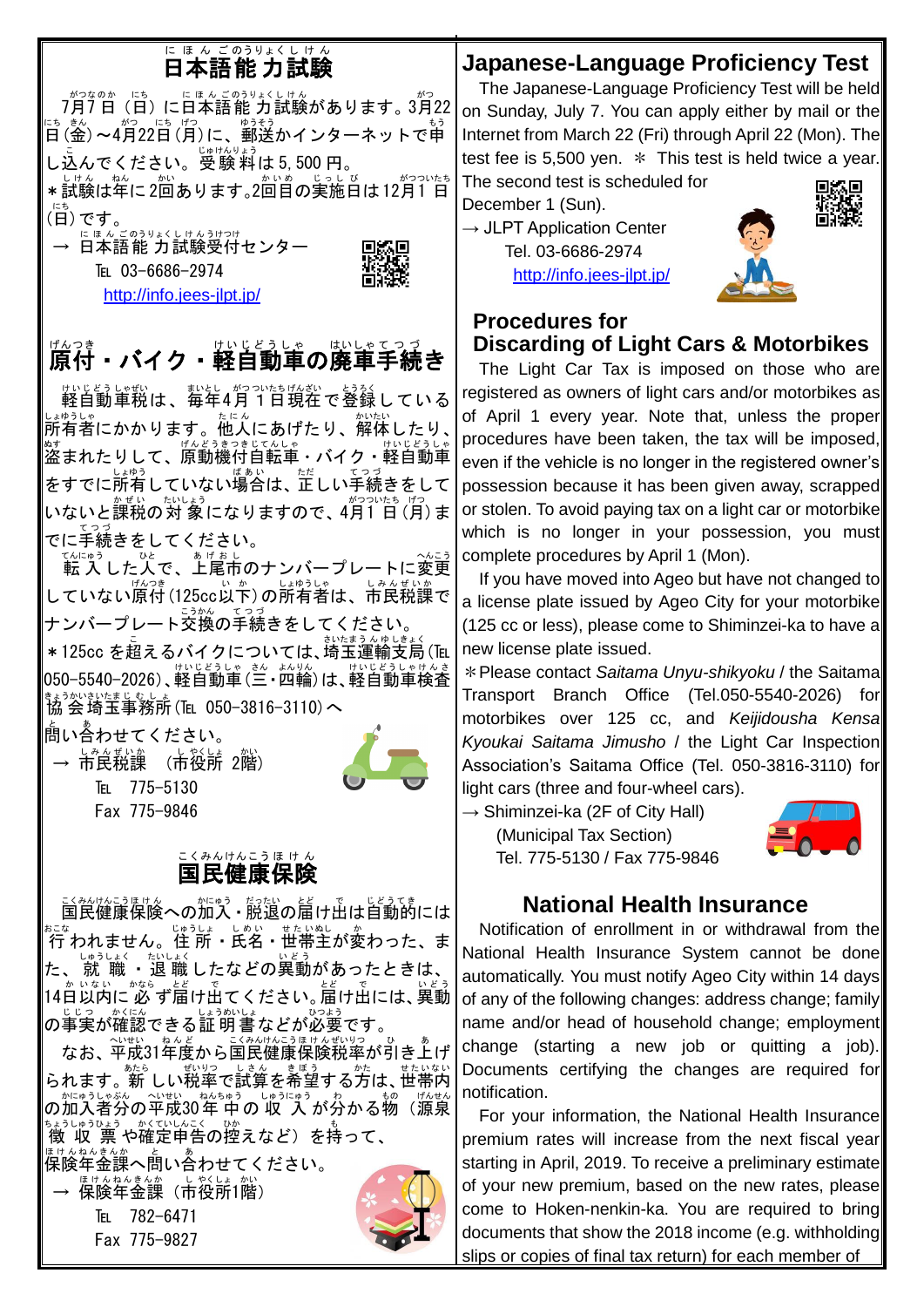# 日本語能力試験

7月7日（日）に日本語能力試験があります。3月22日（金）～4月22日（月）に、郵送かインターネットで申し込んでください。受験料は5,500円。

＊試験は年に2回あります。2回目の実施日は12月1日（日）です。

→ 日本語能力試験受付センター
　TEL 03-6686-2974
　http://info.jees-jlpt.jp/

# 原付・バイク・軽自動車の廃車手続き

軽自動車税は、毎年4月1日現在で登録している所有者にかかります。他人にあげたり、解体したり、盗まれたりして、原動機付自転車・バイク・軽自動車をすでに所有していない場合は、正しい手続きをしていないと課税の対象になりますので、4月1日（月）までに手続きをしてください。

転入した人で、上尾市のナンバープレートに変更していない原付（125cc以下）の所有者は、市民税課でナンバープレート交換の手続きをしてください。

＊125ccを超えるバイクについては、埼玉運輸支局（TEL 050-5540-2026）、軽自動車（三・四輪）は、軽自動車検査協会埼玉事務所（TEL 050-3816-3110）へ問い合わせてください。

→ 市民税課（市役所2階）
　TEL 775-5130
　Fax 775-9846

# 国民健康保険

国民健康保険への加入・脱退の届け出は自動的には行われません。住所・氏名・世帯主が変わった、また、就職・退職したなどの異動があったときは、14日以内に必ず届け出てください。届け出には、異動の事実が確認できる証明書などが必要です。

なお、平成31年度から国民健康保険税率が引き上げられます。新しい税率で試算を希望する方は、世帯内の加入者分の平成30年中の収入が分かる物（源泉徴収票や確定申告の控えなど）を持って、保険年金課へ問い合わせてください。

→ 保険年金課（市役所1階）
　TEL 782-6471
　Fax 775-9827

# Japanese-Language Proficiency Test

The Japanese-Language Proficiency Test will be held on Sunday, July 7. You can apply either by mail or the Internet from March 22 (Fri) through April 22 (Mon). The test fee is 5,500 yen. ＊ This test is held twice a year. The second test is scheduled for December 1 (Sun).

→ JLPT Application Center
　Tel. 03-6686-2974
　http://info.jees-jlpt.jp/

# Procedures for Discarding of Light Cars & Motorbikes

The Light Car Tax is imposed on those who are registered as owners of light cars and/or motorbikes as of April 1 every year. Note that, unless the proper procedures have been taken, the tax will be imposed, even if the vehicle is no longer in the registered owner's possession because it has been given away, scrapped or stolen. To avoid paying tax on a light car or motorbike which is no longer in your possession, you must complete procedures by April 1 (Mon).

If you have moved into Ageo but have not changed to a license plate issued by Ageo City for your motorbike (125 cc or less), please come to Shiminzei-ka to have a new license plate issued.

＊Please contact *Saitama Unyu-shikyoku* / the Saitama Transport Branch Office (Tel.050-5540-2026) for motorbikes over 125 cc, and *Keijidousha Kensa Kyoukai Saitama Jimusho* / the Light Car Inspection Association's Saitama Office (Tel. 050-3816-3110) for light cars (three and four-wheel cars).

→ Shiminzei-ka (2F of City Hall)
　(Municipal Tax Section)
　Tel. 775-5130 / Fax 775-9846

# National Health Insurance

Notification of enrollment in or withdrawal from the National Health Insurance System cannot be done automatically. You must notify Ageo City within 14 days of any of the following changes: address change; family name and/or head of household change; employment change (starting a new job or quitting a job). Documents certifying the changes are required for notification.

For your information, the National Health Insurance premium rates will increase from the next fiscal year starting in April, 2019. To receive a preliminary estimate of your new premium, based on the new rates, please come to Hoken-nenkin-ka. You are required to bring documents that show the 2018 income (e.g. withholding slips or copies of final tax return) for each member of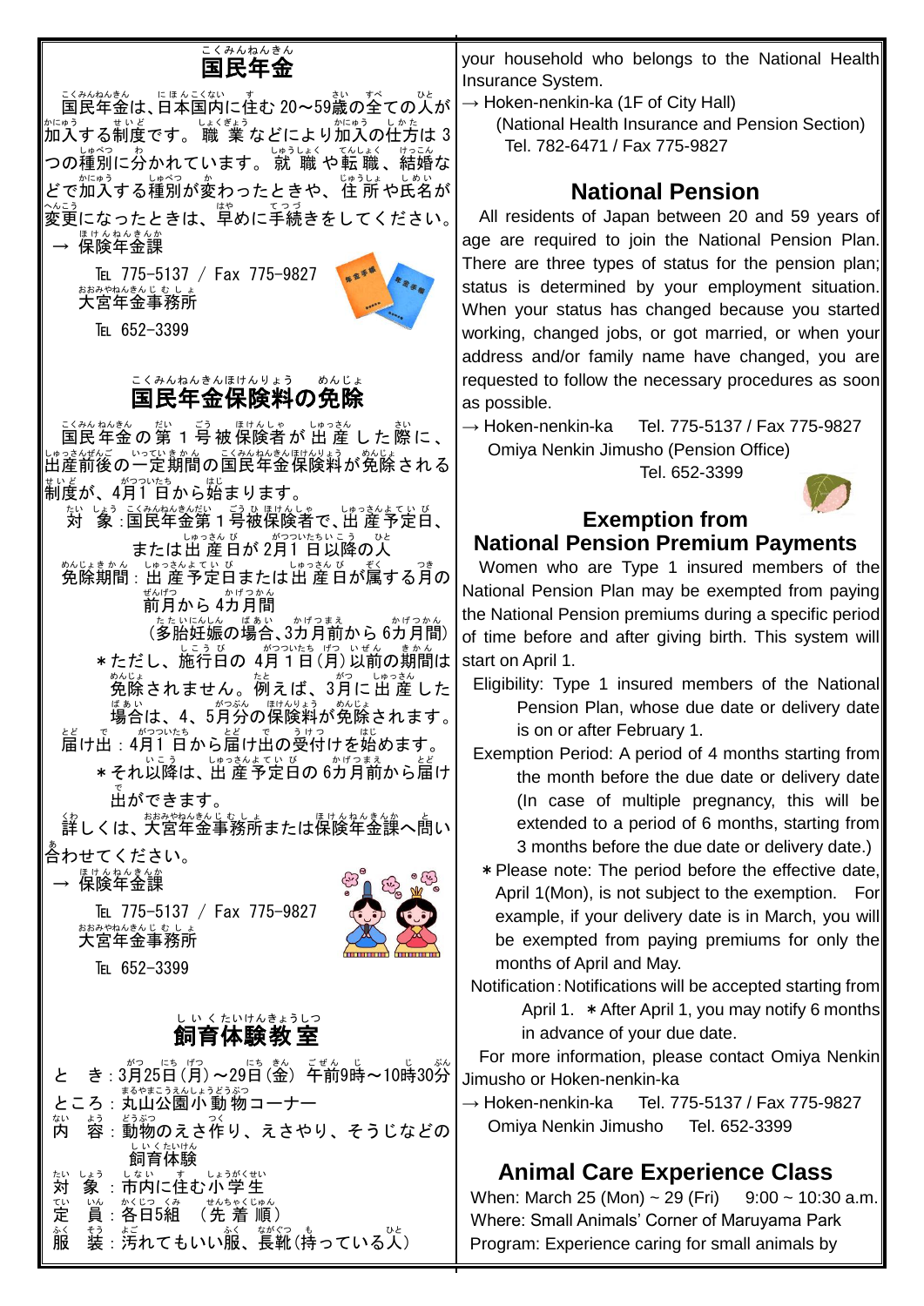# 国民年金

国民年金は、日本国内に住む20～59歳の全ての人が加入する制度です。職業などにより加入の仕方は3つの種別に分かれています。就職や転職、結婚などで加入する種別が変わったときや、住所や氏名が変更になったときは、早めに手続きをしてください。

→ 保険年金課

Tel 775-5137 / Fax 775-9827

大宮年金事務所

Tel 652-3399

# 国民年金保険料の免除

国民年金の第1号被保険者が出産した際に、出産前後の一定期間の国民年金保険料が免除される制度が、4月1日から始まります。

対象：国民年金第1号被保険者で、出産予定日、または出産日が2月1日以降の人

免除期間：出産予定日または出産日が属する月の前月から4カ月間
（多胎妊娠の場合、3カ月前から6カ月間）
＊ただし、施行日の4月1日（月）以前の期間は免除されません。例えば、3月に出産した場合は、4、5月分の保険料が免除されます。

届け出：4月1日から届け出の受付けを始めます。
＊それ以降は、出産予定日の6カ月前から届け出ができます。

詳しくは、大宮年金事務所または保険年金課へ問い合わせてください。

→ 保険年金課

Tel 775-5137 / Fax 775-9827

大宮年金事務所

Tel 652-3399

# 飼育体験教室

とき：3月25日（月）～29日（金）午前9時～10時30分

ところ：丸山公園小動物コーナー

内容：動物のえさ作り、えさやり、そうじなどの飼育体験

対象：市内に住む小学生

定員：各日5組（先着順）

服装：汚れてもいい服、長靴（持っている人）

your household who belongs to the National Health Insurance System.

→ Hoken-nenkin-ka (1F of City Hall)
(National Health Insurance and Pension Section)
Tel. 782-6471 / Fax 775-9827

# National Pension

All residents of Japan between 20 and 59 years of age are required to join the National Pension Plan. There are three types of status for the pension plan; status is determined by your employment situation. When your status has changed because you started working, changed jobs, or got married, or when your address and/or family name have changed, you are requested to follow the necessary procedures as soon as possible.

→ Hoken-nenkin-ka Tel. 775-5137 / Fax 775-9827
Omiya Nenkin Jimusho (Pension Office)
Tel. 652-3399

# Exemption from National Pension Premium Payments

Women who are Type 1 insured members of the National Pension Plan may be exempted from paying the National Pension premiums during a specific period of time before and after giving birth. This system will start on April 1.

Eligibility: Type 1 insured members of the National Pension Plan, whose due date or delivery date is on or after February 1.

Exemption Period: A period of 4 months starting from the month before the due date or delivery date (In case of multiple pregnancy, this will be extended to a period of 6 months, starting from 3 months before the due date or delivery date.)

＊Please note: The period before the effective date, April 1(Mon), is not subject to the exemption. For example, if your delivery date is in March, you will be exempted from paying premiums for only the months of April and May.

Notification: Notifications will be accepted starting from April 1. ＊After April 1, you may notify 6 months in advance of your due date.

For more information, please contact Omiya Nenkin Jimusho or Hoken-nenkin-ka

→ Hoken-nenkin-ka Tel. 775-5137 / Fax 775-9827
Omiya Nenkin Jimusho Tel. 652-3399

# Animal Care Experience Class

When: March 25 (Mon) ~ 29 (Fri) 9:00 ~ 10:30 a.m.

Where: Small Animals' Corner of Maruyama Park

Program: Experience caring for small animals by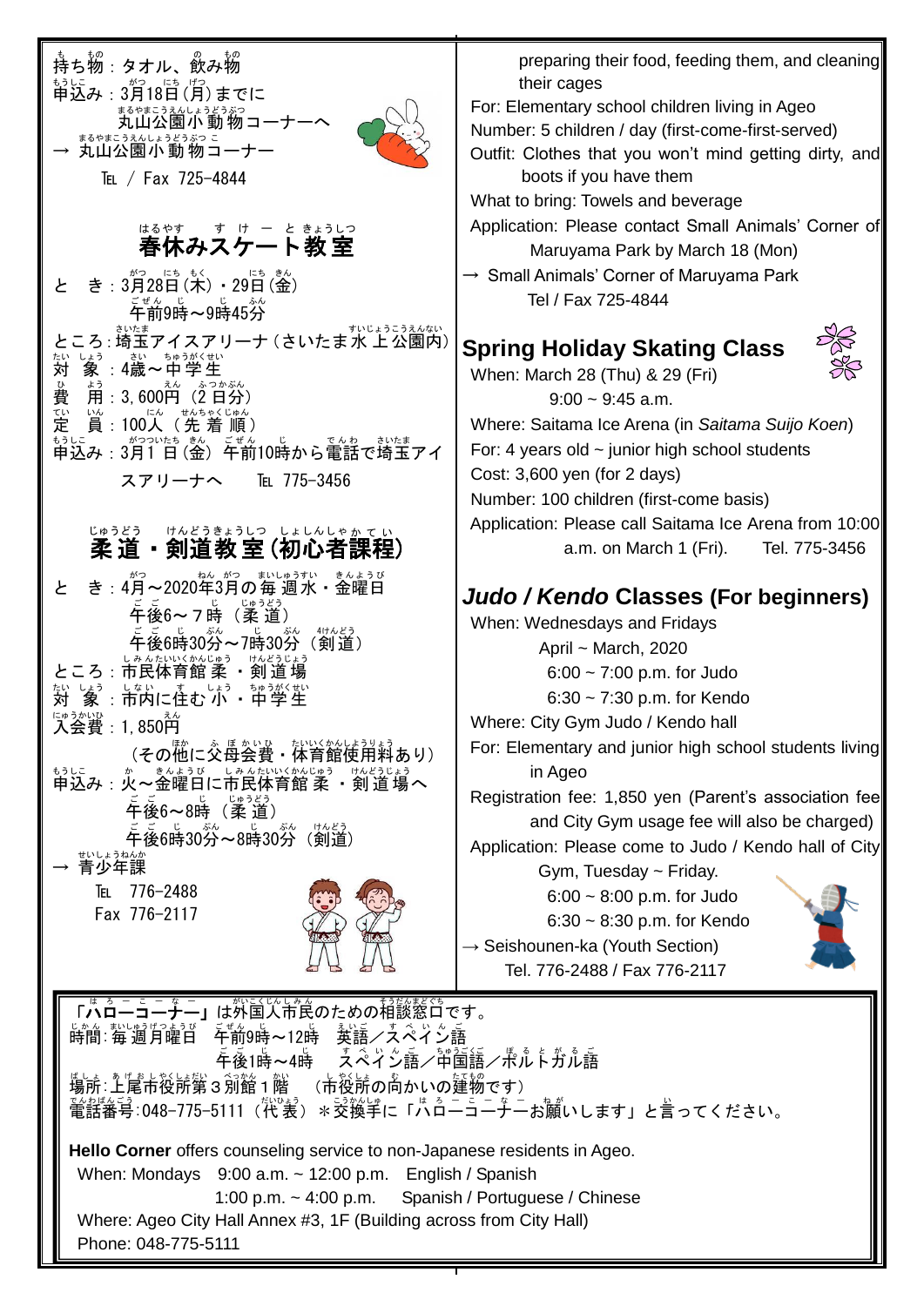持ち物：タオル、飲み物
申込み：3月18日(月)までに
丸山公園小動物コーナーへ
→ 丸山公園小動物コーナー
TEL / Fax 725-4844

preparing their food, feeding them, and cleaning their cages
For: Elementary school children living in Ageo
Number: 5 children / day (first-come-first-served)
Outfit: Clothes that you won't mind getting dirty, and boots if you have them
What to bring: Towels and beverage
Application: Please contact Small Animals' Corner of Maruyama Park by March 18 (Mon)
→ Small Animals' Corner of Maruyama Park
Tel / Fax 725-4844

## 春休みスケート教室

と　き：3月28日(木)・29日(金)
午前9時～9時45分
ところ：埼玉アイスアリーナ（さいたま水上公園内）
対　象：4歳～中学生
費　用：3,600円（2日分）
定　員：100人（先着順）
申込み：3月1日(金) 午前10時から電話で埼玉アイスアリーナへ　TEL 775-3456

## Spring Holiday Skating Class

When: March 28 (Thu) & 29 (Fri)
9:00 ~ 9:45 a.m.
Where: Saitama Ice Arena (in *Saitama Suijo Koen*)
For: 4 years old ~ junior high school students
Cost: 3,600 yen (for 2 days)
Number: 100 children (first-come basis)
Application: Please call Saitama Ice Arena from 10:00 a.m. on March 1 (Fri).　Tel. 775-3456

## 柔道・剣道教室（初心者課程）

と　き：4月～2020年3月の毎週水・金曜日
午後6～7時（柔道）
午後6時30分～7時30分（剣道）
ところ：市民体育館 柔・剣道場
対　象：市内に住む小・中学生
入会費：1,850円
（その他に父母会費・体育館使用料あり）
申込み：火～金曜日に市民体育館 柔・剣道場へ
午後6～8時（柔道）
午後6時30分～8時30分（剣道）
→ 青少年課
TEL 776-2488
Fax 776-2117

## *Judo / Kendo* Classes (For beginners)

When: Wednesdays and Fridays
April ~ March, 2020
6:00 ~ 7:00 p.m. for Judo
6:30 ~ 7:30 p.m. for Kendo
Where: City Gym Judo / Kendo hall
For: Elementary and junior high school students living in Ageo
Registration fee: 1,850 yen (Parent's association fee and City Gym usage fee will also be charged)
Application: Please come to Judo / Kendo hall of City Gym, Tuesday ~ Friday.
6:00 ~ 8:00 p.m. for Judo
6:30 ~ 8:30 p.m. for Kendo
→ Seishounen-ka (Youth Section)
Tel. 776-2488 / Fax 776-2117

「ハローコーナー」は外国人市民のための相談窓口です。
時間：毎週月曜日　午前9時～12時　英語／スペイン語
午後1時～4時　スペイン語／中国語／ポルトガル語
場所：上尾市役所第３別館１階　（市役所の向かいの建物です）
電話番号：048-775-5111（代表）＊交換手に「ハローコーナーお願いします」と言ってください。

**Hello Corner** offers counseling service to non-Japanese residents in Ageo.
When: Mondays　9:00 a.m. ~ 12:00 p.m.　English / Spanish
1:00 p.m. ~ 4:00 p.m.　Spanish / Portuguese / Chinese
Where: Ageo City Hall Annex #3, 1F (Building across from City Hall)
Phone: 048-775-5111